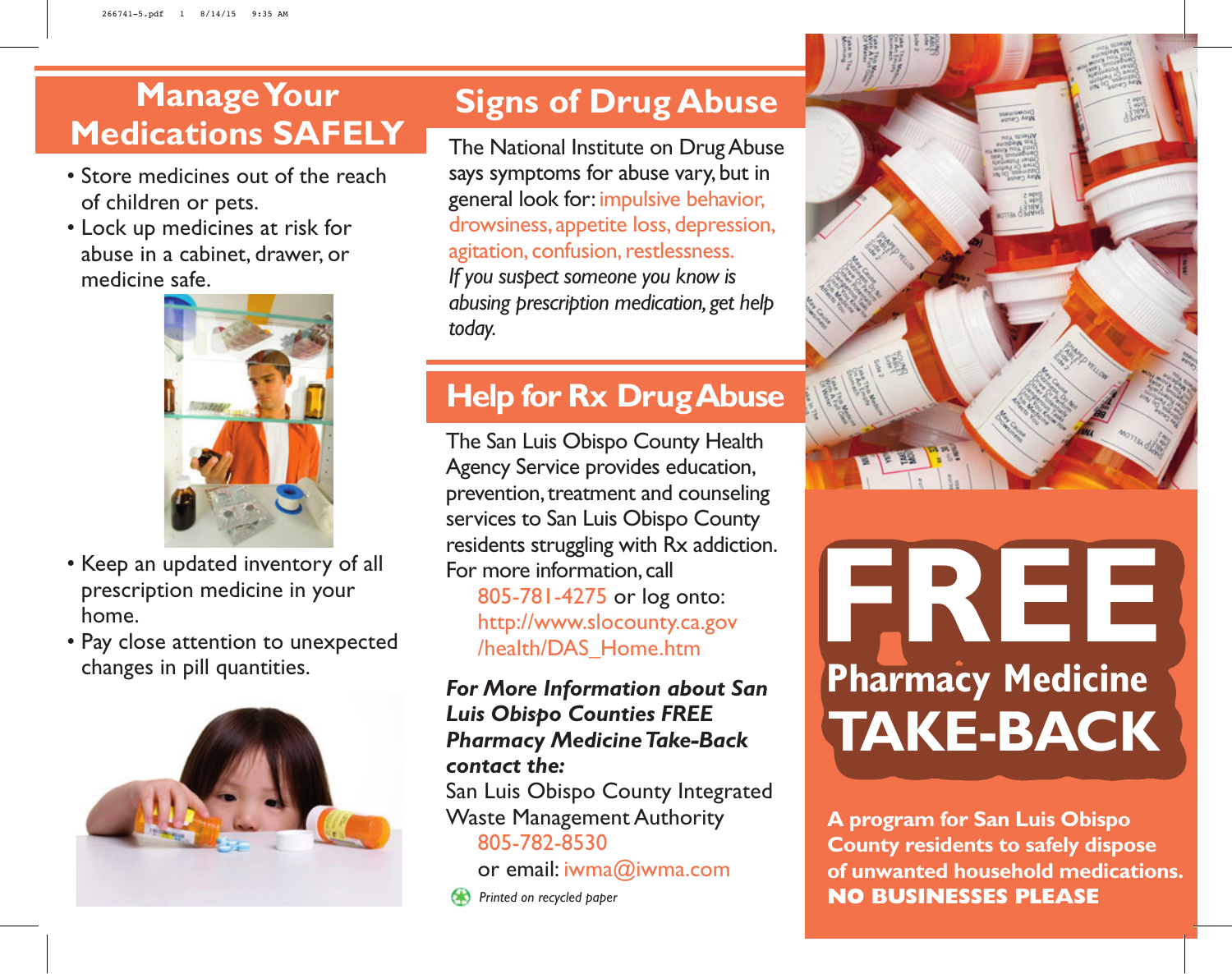## Manage Your Medications SAFELY

- Store medicines out of the reach of children or pets.
- Lock up medicines at risk for abuse in a cabinet, drawer, or medicine safe.
- Keep an updated inventory of all prescription medicine in your home.
- Pay close attention to unexpected changes in pill quantities.

## Signs of Drug Abuse

The National Institute on Drug Abuse says symptoms for abuse vary, but in general look for: impulsive behavior, drowsiness, appetite loss, depression, agitation, confusion, restlessness.

*If you suspect someone you know is abusing prescription medication, get help today.*

## Help for Rx Drug Abuse

The San Luis Obispo County Health Agency Service provides education, prevention, treatment and counseling services to San Luis Obispo County residents struggling with Rx addiction. For more information, call

805-781-4275 or log onto:
http://www.slocounty.ca.gov/health/DAS_Home.htm

***For More Information about San Luis Obispo Counties FREE Pharmacy Medicine Take-Back contact the:***

San Luis Obispo County Integrated Waste Management Authority

805-782-8530
or email: iwma@iwma.com

*Printed on recycled paper*

# FREE Pharmacy Medicine TAKE-BACK

**A program for San Luis Obispo County residents to safely dispose of unwanted household medications.**
**NO BUSINESSES PLEASE**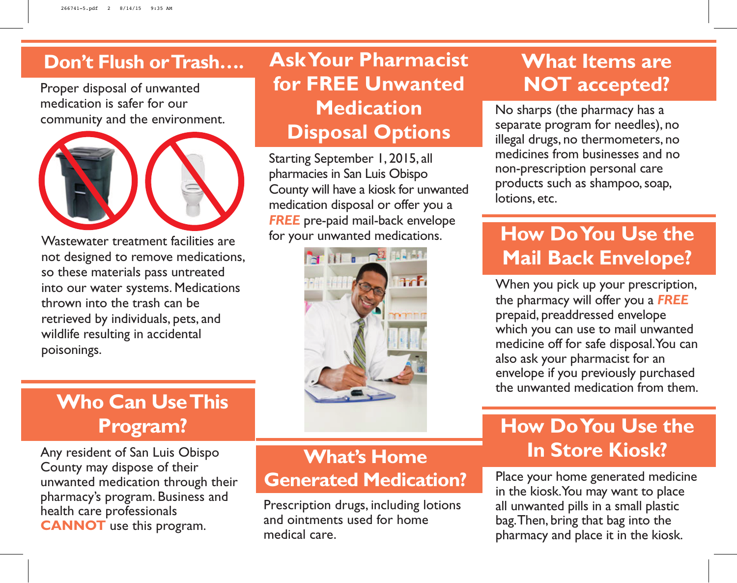## Don't Flush or Trash….

Proper disposal of unwanted medication is safer for our community and the environment.

Wastewater treatment facilities are not designed to remove medications, so these materials pass untreated into our water systems. Medications thrown into the trash can be retrieved by individuals, pets, and wildlife resulting in accidental poisonings.

## Who Can Use This Program?

Any resident of San Luis Obispo County may dispose of their unwanted medication through their pharmacy's program. Business and health care professionals **CANNOT** use this program.

## Ask Your Pharmacist for FREE Unwanted Medication Disposal Options

Starting September 1, 2015, all pharmacies in San Luis Obispo County will have a kiosk for unwanted medication disposal or offer you a ***FREE*** pre-paid mail-back envelope for your unwanted medications.

## What's Home Generated Medication?

Prescription drugs, including lotions and ointments used for home medical care.

## What Items are NOT accepted?

No sharps (the pharmacy has a separate program for needles), no illegal drugs, no thermometers, no medicines from businesses and no non-prescription personal care products such as shampoo, soap, lotions, etc.

## How Do You Use the Mail Back Envelope?

When you pick up your prescription, the pharmacy will offer you a ***FREE*** prepaid, preaddressed envelope which you can use to mail unwanted medicine off for safe disposal. You can also ask your pharmacist for an envelope if you previously purchased the unwanted medication from them.

## How Do You Use the In Store Kiosk?

Place your home generated medicine in the kiosk. You may want to place all unwanted pills in a small plastic bag. Then, bring that bag into the pharmacy and place it in the kiosk.